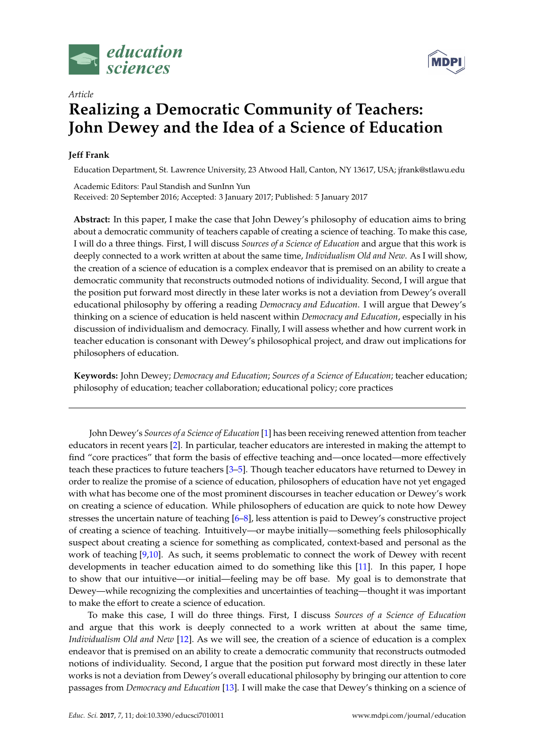*Article*

# Realizing a Democratic Community of Teachers: John Dewey and the Idea of a Science of Education

**Jeff Frank**

Education Department, St. Lawrence University, 23 Atwood Hall, Canton, NY 13617, USA; jfrank@stlawu.edu

Academic Editors: Paul Standish and SunInn Yun
Received: 20 September 2016; Accepted: 3 January 2017; Published: 5 January 2017

**Abstract:** In this paper, I make the case that John Dewey's philosophy of education aims to bring about a democratic community of teachers capable of creating a science of teaching. To make this case, I will do a three things. First, I will discuss *Sources of a Science of Education* and argue that this work is deeply connected to a work written at about the same time, *Individualism Old and New*. As I will show, the creation of a science of education is a complex endeavor that is premised on an ability to create a democratic community that reconstructs outmoded notions of individuality. Second, I will argue that the position put forward most directly in these later works is not a deviation from Dewey's overall educational philosophy by offering a reading *Democracy and Education*. I will argue that Dewey's thinking on a science of education is held nascent within *Democracy and Education*, especially in his discussion of individualism and democracy. Finally, I will assess whether and how current work in teacher education is consonant with Dewey's philosophical project, and draw out implications for philosophers of education.

**Keywords:** John Dewey; *Democracy and Education*; *Sources of a Science of Education*; teacher education; philosophy of education; teacher collaboration; educational policy; core practices

---

John Dewey's *Sources of a Science of Education* [1] has been receiving renewed attention from teacher educators in recent years [2]. In particular, teacher educators are interested in making the attempt to find "core practices" that form the basis of effective teaching and—once located—more effectively teach these practices to future teachers [3–5]. Though teacher educators have returned to Dewey in order to realize the promise of a science of education, philosophers of education have not yet engaged with what has become one of the most prominent discourses in teacher education or Dewey's work on creating a science of education. While philosophers of education are quick to note how Dewey stresses the uncertain nature of teaching [6–8], less attention is paid to Dewey's constructive project of creating a science of teaching. Intuitively—or maybe initially—something feels philosophically suspect about creating a science for something as complicated, context-based and personal as the work of teaching [9,10]. As such, it seems problematic to connect the work of Dewey with recent developments in teacher education aimed to do something like this [11]. In this paper, I hope to show that our intuitive—or initial—feeling may be off base. My goal is to demonstrate that Dewey—while recognizing the complexities and uncertainties of teaching—thought it was important to make the effort to create a science of education.

To make this case, I will do three things. First, I discuss *Sources of a Science of Education* and argue that this work is deeply connected to a work written at about the same time, *Individualism Old and New* [12]. As we will see, the creation of a science of education is a complex endeavor that is premised on an ability to create a democratic community that reconstructs outmoded notions of individuality. Second, I argue that the position put forward most directly in these later works is not a deviation from Dewey's overall educational philosophy by bringing our attention to core passages from *Democracy and Education* [13]. I will make the case that Dewey's thinking on a science of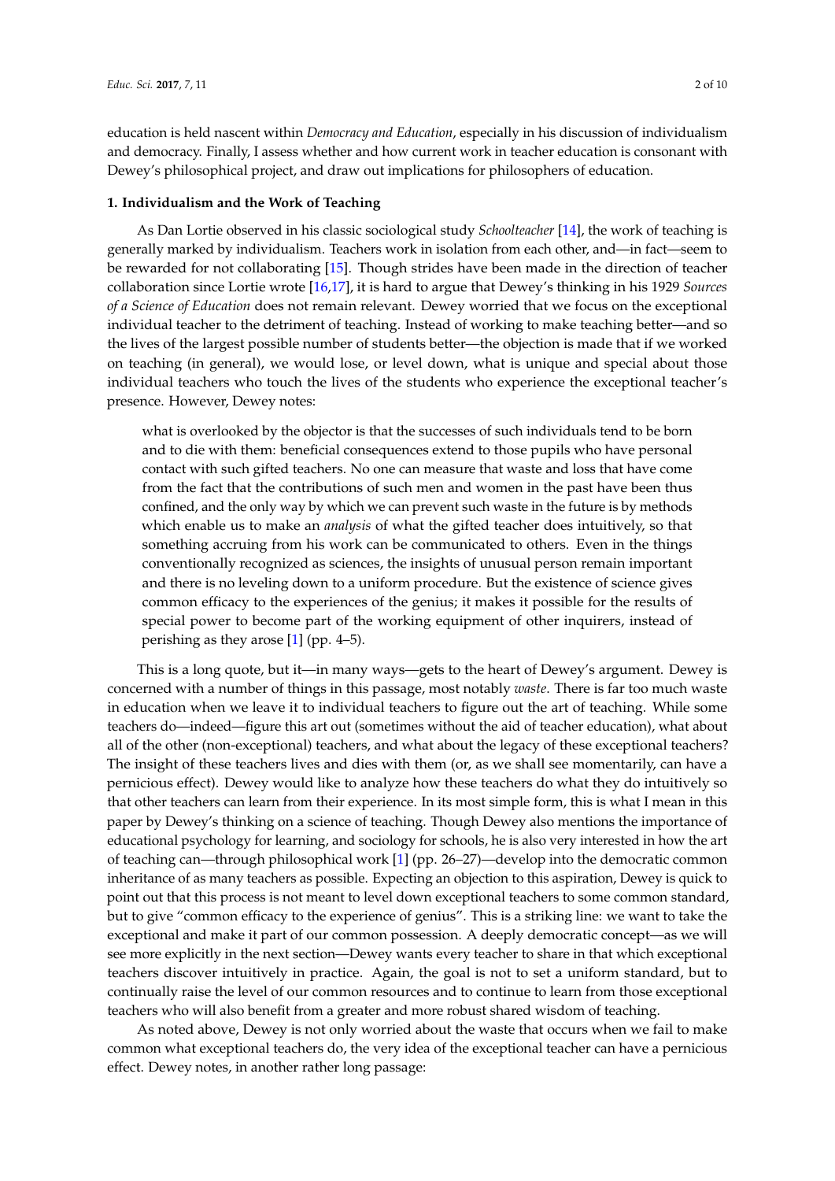education is held nascent within *Democracy and Education*, especially in his discussion of individualism and democracy. Finally, I assess whether and how current work in teacher education is consonant with Dewey's philosophical project, and draw out implications for philosophers of education.

## 1. Individualism and the Work of Teaching

As Dan Lortie observed in his classic sociological study *Schoolteacher* [14], the work of teaching is generally marked by individualism. Teachers work in isolation from each other, and—in fact—seem to be rewarded for not collaborating [15]. Though strides have been made in the direction of teacher collaboration since Lortie wrote [16,17], it is hard to argue that Dewey's thinking in his 1929 *Sources of a Science of Education* does not remain relevant. Dewey worried that we focus on the exceptional individual teacher to the detriment of teaching. Instead of working to make teaching better—and so the lives of the largest possible number of students better—the objection is made that if we worked on teaching (in general), we would lose, or level down, what is unique and special about those individual teachers who touch the lives of the students who experience the exceptional teacher's presence. However, Dewey notes:

> what is overlooked by the objector is that the successes of such individuals tend to be born and to die with them: beneficial consequences extend to those pupils who have personal contact with such gifted teachers. No one can measure that waste and loss that have come from the fact that the contributions of such men and women in the past have been thus confined, and the only way by which we can prevent such waste in the future is by methods which enable us to make an *analysis* of what the gifted teacher does intuitively, so that something accruing from his work can be communicated to others. Even in the things conventionally recognized as sciences, the insights of unusual person remain important and there is no leveling down to a uniform procedure. But the existence of science gives common efficacy to the experiences of the genius; it makes it possible for the results of special power to become part of the working equipment of other inquirers, instead of perishing as they arose [1] (pp. 4–5).

This is a long quote, but it—in many ways—gets to the heart of Dewey's argument. Dewey is concerned with a number of things in this passage, most notably *waste*. There is far too much waste in education when we leave it to individual teachers to figure out the art of teaching. While some teachers do—indeed—figure this art out (sometimes without the aid of teacher education), what about all of the other (non-exceptional) teachers, and what about the legacy of these exceptional teachers? The insight of these teachers lives and dies with them (or, as we shall see momentarily, can have a pernicious effect). Dewey would like to analyze how these teachers do what they do intuitively so that other teachers can learn from their experience. In its most simple form, this is what I mean in this paper by Dewey's thinking on a science of teaching. Though Dewey also mentions the importance of educational psychology for learning, and sociology for schools, he is also very interested in how the art of teaching can—through philosophical work [1] (pp. 26–27)—develop into the democratic common inheritance of as many teachers as possible. Expecting an objection to this aspiration, Dewey is quick to point out that this process is not meant to level down exceptional teachers to some common standard, but to give "common efficacy to the experience of genius". This is a striking line: we want to take the exceptional and make it part of our common possession. A deeply democratic concept—as we will see more explicitly in the next section—Dewey wants every teacher to share in that which exceptional teachers discover intuitively in practice. Again, the goal is not to set a uniform standard, but to continually raise the level of our common resources and to continue to learn from those exceptional teachers who will also benefit from a greater and more robust shared wisdom of teaching.

As noted above, Dewey is not only worried about the waste that occurs when we fail to make common what exceptional teachers do, the very idea of the exceptional teacher can have a pernicious effect. Dewey notes, in another rather long passage: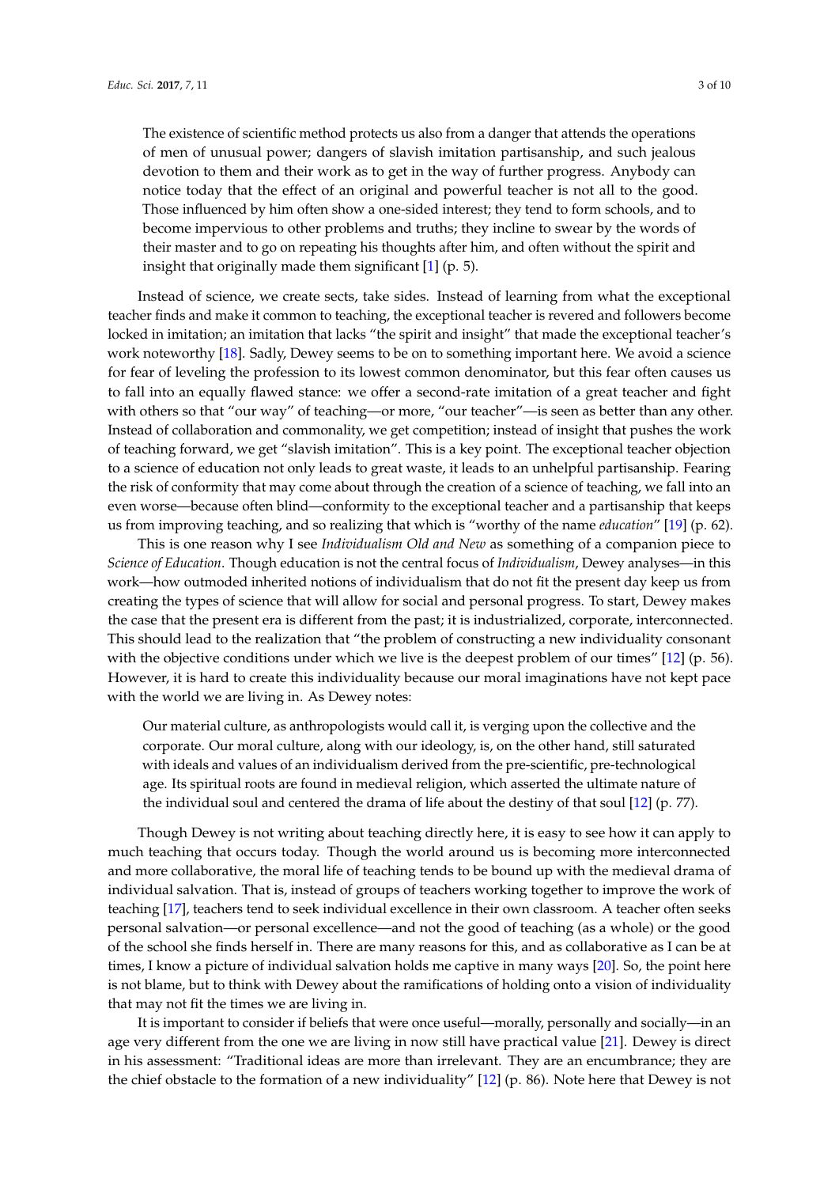> The existence of scientific method protects us also from a danger that attends the operations of men of unusual power; dangers of slavish imitation partisanship, and such jealous devotion to them and their work as to get in the way of further progress. Anybody can notice today that the effect of an original and powerful teacher is not all to the good. Those influenced by him often show a one-sided interest; they tend to form schools, and to become impervious to other problems and truths; they incline to swear by the words of their master and to go on repeating his thoughts after him, and often without the spirit and insight that originally made them significant [1] (p. 5).

Instead of science, we create sects, take sides. Instead of learning from what the exceptional teacher finds and make it common to teaching, the exceptional teacher is revered and followers become locked in imitation; an imitation that lacks "the spirit and insight" that made the exceptional teacher's work noteworthy [18]. Sadly, Dewey seems to be on to something important here. We avoid a science for fear of leveling the profession to its lowest common denominator, but this fear often causes us to fall into an equally flawed stance: we offer a second-rate imitation of a great teacher and fight with others so that "our way" of teaching—or more, "our teacher"—is seen as better than any other. Instead of collaboration and commonality, we get competition; instead of insight that pushes the work of teaching forward, we get "slavish imitation". This is a key point. The exceptional teacher objection to a science of education not only leads to great waste, it leads to an unhelpful partisanship. Fearing the risk of conformity that may come about through the creation of a science of teaching, we fall into an even worse—because often blind—conformity to the exceptional teacher and a partisanship that keeps us from improving teaching, and so realizing that which is "worthy of the name *education*" [19] (p. 62).

This is one reason why I see *Individualism Old and New* as something of a companion piece to *Science of Education*. Though education is not the central focus of *Individualism*, Dewey analyses—in this work—how outmoded inherited notions of individualism that do not fit the present day keep us from creating the types of science that will allow for social and personal progress. To start, Dewey makes the case that the present era is different from the past; it is industrialized, corporate, interconnected. This should lead to the realization that "the problem of constructing a new individuality consonant with the objective conditions under which we live is the deepest problem of our times" [12] (p. 56). However, it is hard to create this individuality because our moral imaginations have not kept pace with the world we are living in. As Dewey notes:

> Our material culture, as anthropologists would call it, is verging upon the collective and the corporate. Our moral culture, along with our ideology, is, on the other hand, still saturated with ideals and values of an individualism derived from the pre-scientific, pre-technological age. Its spiritual roots are found in medieval religion, which asserted the ultimate nature of the individual soul and centered the drama of life about the destiny of that soul [12] (p. 77).

Though Dewey is not writing about teaching directly here, it is easy to see how it can apply to much teaching that occurs today. Though the world around us is becoming more interconnected and more collaborative, the moral life of teaching tends to be bound up with the medieval drama of individual salvation. That is, instead of groups of teachers working together to improve the work of teaching [17], teachers tend to seek individual excellence in their own classroom. A teacher often seeks personal salvation—or personal excellence—and not the good of teaching (as a whole) or the good of the school she finds herself in. There are many reasons for this, and as collaborative as I can be at times, I know a picture of individual salvation holds me captive in many ways [20]. So, the point here is not blame, but to think with Dewey about the ramifications of holding onto a vision of individuality that may not fit the times we are living in.

It is important to consider if beliefs that were once useful—morally, personally and socially—in an age very different from the one we are living in now still have practical value [21]. Dewey is direct in his assessment: "Traditional ideas are more than irrelevant. They are an encumbrance; they are the chief obstacle to the formation of a new individuality" [12] (p. 86). Note here that Dewey is not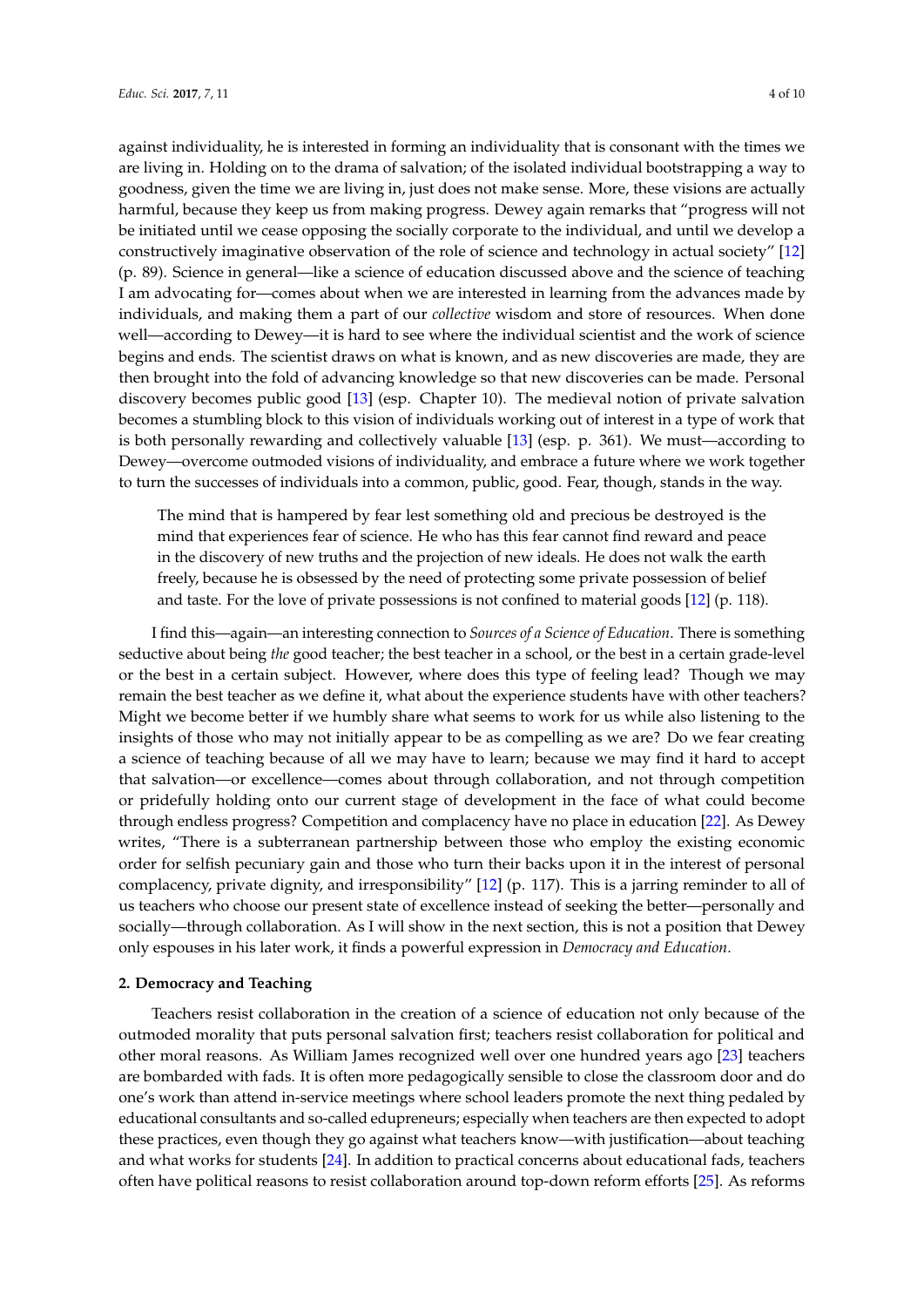against individuality, he is interested in forming an individuality that is consonant with the times we are living in. Holding on to the drama of salvation; of the isolated individual bootstrapping a way to goodness, given the time we are living in, just does not make sense. More, these visions are actually harmful, because they keep us from making progress. Dewey again remarks that "progress will not be initiated until we cease opposing the socially corporate to the individual, and until we develop a constructively imaginative observation of the role of science and technology in actual society" [12] (p. 89). Science in general—like a science of education discussed above and the science of teaching I am advocating for—comes about when we are interested in learning from the advances made by individuals, and making them a part of our *collective* wisdom and store of resources. When done well—according to Dewey—it is hard to see where the individual scientist and the work of science begins and ends. The scientist draws on what is known, and as new discoveries are made, they are then brought into the fold of advancing knowledge so that new discoveries can be made. Personal discovery becomes public good [13] (esp. Chapter 10). The medieval notion of private salvation becomes a stumbling block to this vision of individuals working out of interest in a type of work that is both personally rewarding and collectively valuable [13] (esp. p. 361). We must—according to Dewey—overcome outmoded visions of individuality, and embrace a future where we work together to turn the successes of individuals into a common, public, good. Fear, though, stands in the way.

> The mind that is hampered by fear lest something old and precious be destroyed is the mind that experiences fear of science. He who has this fear cannot find reward and peace in the discovery of new truths and the projection of new ideals. He does not walk the earth freely, because he is obsessed by the need of protecting some private possession of belief and taste. For the love of private possessions is not confined to material goods [12] (p. 118).

I find this—again—an interesting connection to *Sources of a Science of Education*. There is something seductive about being *the* good teacher; the best teacher in a school, or the best in a certain grade-level or the best in a certain subject. However, where does this type of feeling lead? Though we may remain the best teacher as we define it, what about the experience students have with other teachers? Might we become better if we humbly share what seems to work for us while also listening to the insights of those who may not initially appear to be as compelling as we are? Do we fear creating a science of teaching because of all we may have to learn; because we may find it hard to accept that salvation—or excellence—comes about through collaboration, and not through competition or pridefully holding onto our current stage of development in the face of what could become through endless progress? Competition and complacency have no place in education [22]. As Dewey writes, "There is a subterranean partnership between those who employ the existing economic order for selfish pecuniary gain and those who turn their backs upon it in the interest of personal complacency, private dignity, and irresponsibility" [12] (p. 117). This is a jarring reminder to all of us teachers who choose our present state of excellence instead of seeking the better—personally and socially—through collaboration. As I will show in the next section, this is not a position that Dewey only espouses in his later work, it finds a powerful expression in *Democracy and Education*.

## 2. Democracy and Teaching

Teachers resist collaboration in the creation of a science of education not only because of the outmoded morality that puts personal salvation first; teachers resist collaboration for political and other moral reasons. As William James recognized well over one hundred years ago [23] teachers are bombarded with fads. It is often more pedagogically sensible to close the classroom door and do one's work than attend in-service meetings where school leaders promote the next thing pedaled by educational consultants and so-called edupreneurs; especially when teachers are then expected to adopt these practices, even though they go against what teachers know—with justification—about teaching and what works for students [24]. In addition to practical concerns about educational fads, teachers often have political reasons to resist collaboration around top-down reform efforts [25]. As reforms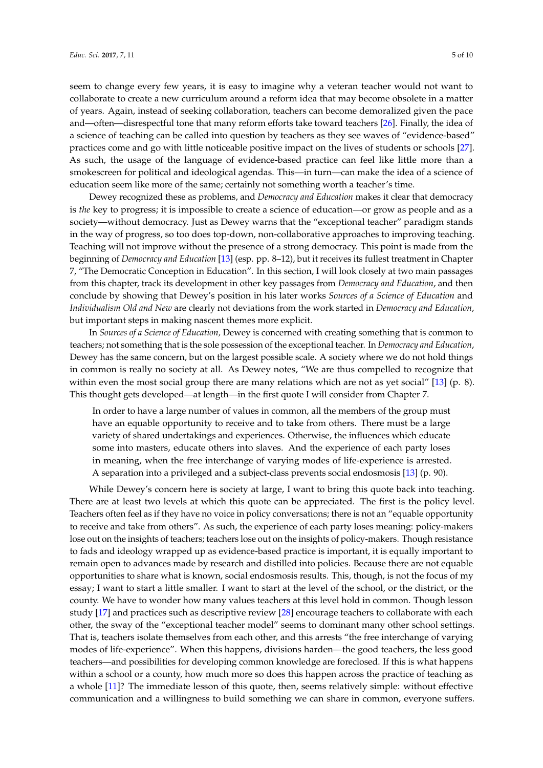seem to change every few years, it is easy to imagine why a veteran teacher would not want to collaborate to create a new curriculum around a reform idea that may become obsolete in a matter of years. Again, instead of seeking collaboration, teachers can become demoralized given the pace and—often—disrespectful tone that many reform efforts take toward teachers [26]. Finally, the idea of a science of teaching can be called into question by teachers as they see waves of "evidence-based" practices come and go with little noticeable positive impact on the lives of students or schools [27]. As such, the usage of the language of evidence-based practice can feel like little more than a smokescreen for political and ideological agendas. This—in turn—can make the idea of a science of education seem like more of the same; certainly not something worth a teacher's time.

Dewey recognized these as problems, and *Democracy and Education* makes it clear that democracy is *the* key to progress; it is impossible to create a science of education—or grow as people and as a society—without democracy. Just as Dewey warns that the "exceptional teacher" paradigm stands in the way of progress, so too does top-down, non-collaborative approaches to improving teaching. Teaching will not improve without the presence of a strong democracy. This point is made from the beginning of *Democracy and Education* [13] (esp. pp. 8–12), but it receives its fullest treatment in Chapter 7, "The Democratic Conception in Education". In this section, I will look closely at two main passages from this chapter, track its development in other key passages from *Democracy and Education*, and then conclude by showing that Dewey's position in his later works *Sources of a Science of Education* and *Individualism Old and New* are clearly not deviations from the work started in *Democracy and Education*, but important steps in making nascent themes more explicit.

In *Sources of a Science of Education,* Dewey is concerned with creating something that is common to teachers; not something that is the sole possession of the exceptional teacher. In *Democracy and Education*, Dewey has the same concern, but on the largest possible scale. A society where we do not hold things in common is really no society at all. As Dewey notes, "We are thus compelled to recognize that within even the most social group there are many relations which are not as yet social" [13] (p. 8). This thought gets developed—at length—in the first quote I will consider from Chapter 7.

> In order to have a large number of values in common, all the members of the group must have an equable opportunity to receive and to take from others. There must be a large variety of shared undertakings and experiences. Otherwise, the influences which educate some into masters, educate others into slaves. And the experience of each party loses in meaning, when the free interchange of varying modes of life-experience is arrested. A separation into a privileged and a subject-class prevents social endosmosis [13] (p. 90).

While Dewey's concern here is society at large, I want to bring this quote back into teaching. There are at least two levels at which this quote can be appreciated. The first is the policy level. Teachers often feel as if they have no voice in policy conversations; there is not an "equable opportunity to receive and take from others". As such, the experience of each party loses meaning: policy-makers lose out on the insights of teachers; teachers lose out on the insights of policy-makers. Though resistance to fads and ideology wrapped up as evidence-based practice is important, it is equally important to remain open to advances made by research and distilled into policies. Because there are not equable opportunities to share what is known, social endosmosis results. This, though, is not the focus of my essay; I want to start a little smaller. I want to start at the level of the school, or the district, or the county. We have to wonder how many values teachers at this level hold in common. Though lesson study [17] and practices such as descriptive review [28] encourage teachers to collaborate with each other, the sway of the "exceptional teacher model" seems to dominant many other school settings. That is, teachers isolate themselves from each other, and this arrests "the free interchange of varying modes of life-experience". When this happens, divisions harden—the good teachers, the less good teachers—and possibilities for developing common knowledge are foreclosed. If this is what happens within a school or a county, how much more so does this happen across the practice of teaching as a whole [11]? The immediate lesson of this quote, then, seems relatively simple: without effective communication and a willingness to build something we can share in common, everyone suffers.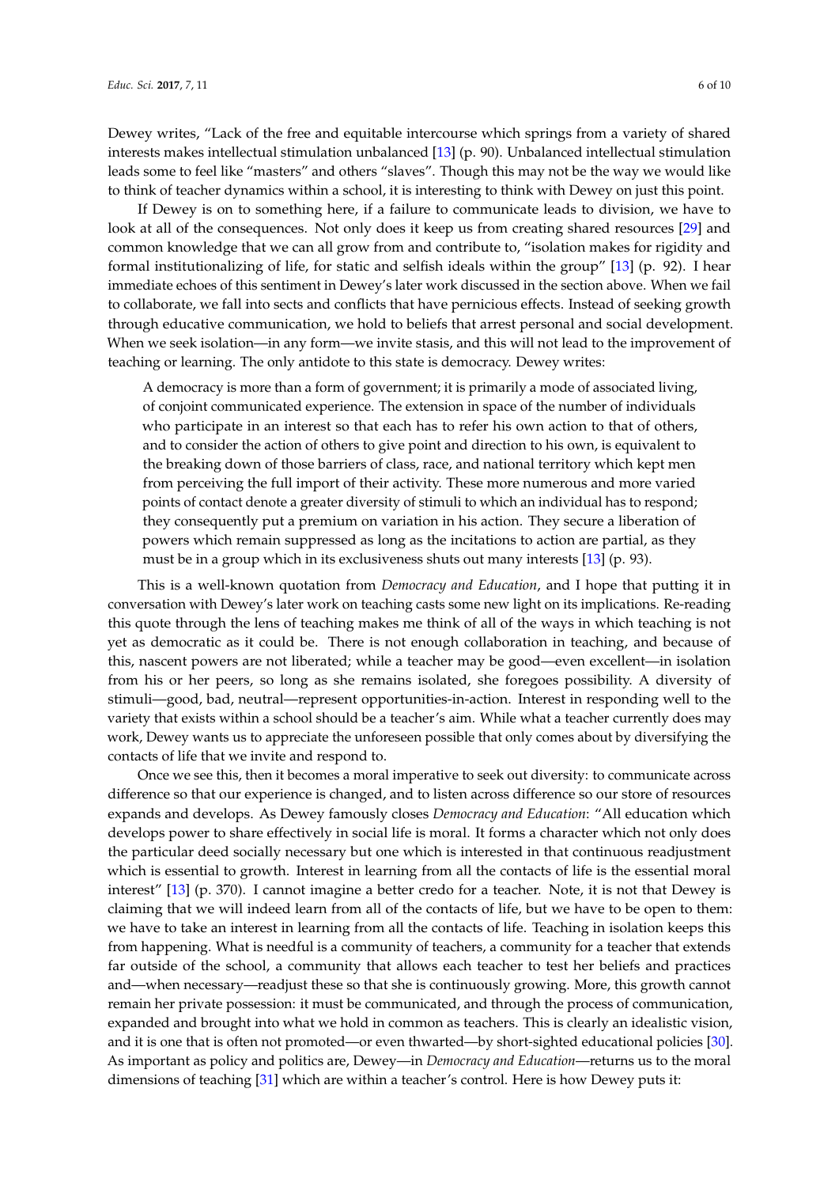Dewey writes, "Lack of the free and equitable intercourse which springs from a variety of shared interests makes intellectual stimulation unbalanced [13] (p. 90). Unbalanced intellectual stimulation leads some to feel like "masters" and others "slaves". Though this may not be the way we would like to think of teacher dynamics within a school, it is interesting to think with Dewey on just this point.

If Dewey is on to something here, if a failure to communicate leads to division, we have to look at all of the consequences. Not only does it keep us from creating shared resources [29] and common knowledge that we can all grow from and contribute to, "isolation makes for rigidity and formal institutionalizing of life, for static and selfish ideals within the group" [13] (p. 92). I hear immediate echoes of this sentiment in Dewey's later work discussed in the section above. When we fail to collaborate, we fall into sects and conflicts that have pernicious effects. Instead of seeking growth through educative communication, we hold to beliefs that arrest personal and social development. When we seek isolation—in any form—we invite stasis, and this will not lead to the improvement of teaching or learning. The only antidote to this state is democracy. Dewey writes:

> A democracy is more than a form of government; it is primarily a mode of associated living, of conjoint communicated experience. The extension in space of the number of individuals who participate in an interest so that each has to refer his own action to that of others, and to consider the action of others to give point and direction to his own, is equivalent to the breaking down of those barriers of class, race, and national territory which kept men from perceiving the full import of their activity. These more numerous and more varied points of contact denote a greater diversity of stimuli to which an individual has to respond; they consequently put a premium on variation in his action. They secure a liberation of powers which remain suppressed as long as the incitations to action are partial, as they must be in a group which in its exclusiveness shuts out many interests [13] (p. 93).

This is a well-known quotation from *Democracy and Education*, and I hope that putting it in conversation with Dewey's later work on teaching casts some new light on its implications. Re-reading this quote through the lens of teaching makes me think of all of the ways in which teaching is not yet as democratic as it could be. There is not enough collaboration in teaching, and because of this, nascent powers are not liberated; while a teacher may be good—even excellent—in isolation from his or her peers, so long as she remains isolated, she foregoes possibility. A diversity of stimuli—good, bad, neutral—represent opportunities-in-action. Interest in responding well to the variety that exists within a school should be a teacher's aim. While what a teacher currently does may work, Dewey wants us to appreciate the unforeseen possible that only comes about by diversifying the contacts of life that we invite and respond to.

Once we see this, then it becomes a moral imperative to seek out diversity: to communicate across difference so that our experience is changed, and to listen across difference so our store of resources expands and develops. As Dewey famously closes *Democracy and Education*: "All education which develops power to share effectively in social life is moral. It forms a character which not only does the particular deed socially necessary but one which is interested in that continuous readjustment which is essential to growth. Interest in learning from all the contacts of life is the essential moral interest" [13] (p. 370). I cannot imagine a better credo for a teacher. Note, it is not that Dewey is claiming that we will indeed learn from all of the contacts of life, but we have to be open to them: we have to take an interest in learning from all the contacts of life. Teaching in isolation keeps this from happening. What is needful is a community of teachers, a community for a teacher that extends far outside of the school, a community that allows each teacher to test her beliefs and practices and—when necessary—readjust these so that she is continuously growing. More, this growth cannot remain her private possession: it must be communicated, and through the process of communication, expanded and brought into what we hold in common as teachers. This is clearly an idealistic vision, and it is one that is often not promoted—or even thwarted—by short-sighted educational policies [30]. As important as policy and politics are, Dewey—in *Democracy and Education*—returns us to the moral dimensions of teaching [31] which are within a teacher's control. Here is how Dewey puts it: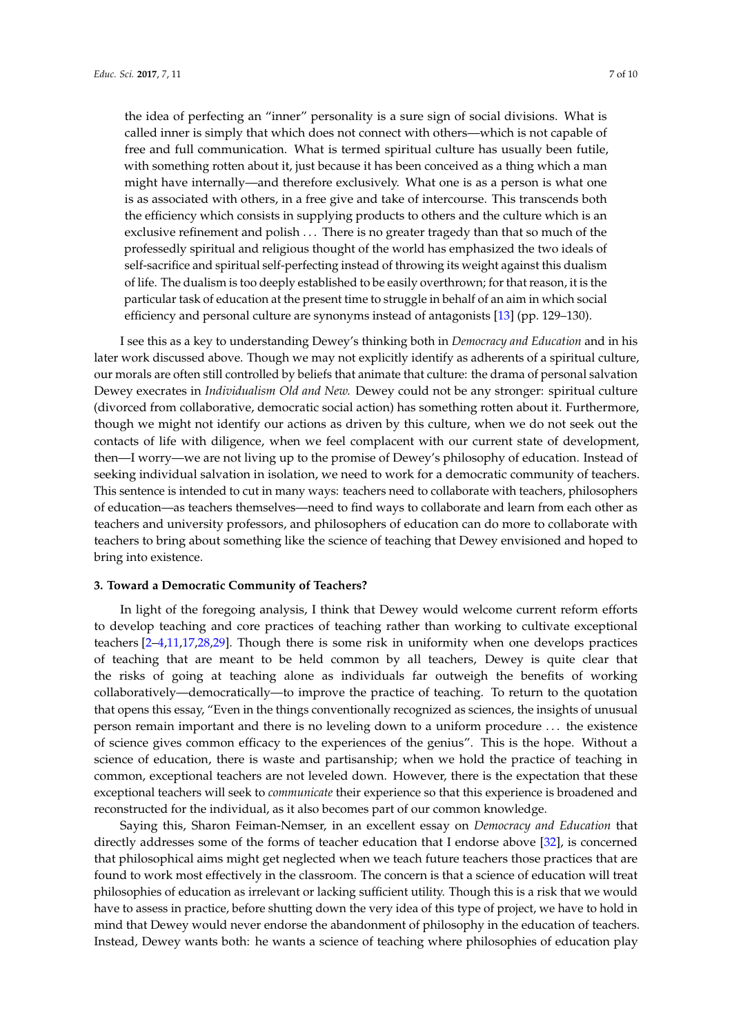> the idea of perfecting an "inner" personality is a sure sign of social divisions. What is called inner is simply that which does not connect with others—which is not capable of free and full communication. What is termed spiritual culture has usually been futile, with something rotten about it, just because it has been conceived as a thing which a man might have internally—and therefore exclusively. What one is as a person is what one is as associated with others, in a free give and take of intercourse. This transcends both the efficiency which consists in supplying products to others and the culture which is an exclusive refinement and polish ... There is no greater tragedy than that so much of the professedly spiritual and religious thought of the world has emphasized the two ideals of self-sacrifice and spiritual self-perfecting instead of throwing its weight against this dualism of life. The dualism is too deeply established to be easily overthrown; for that reason, it is the particular task of education at the present time to struggle in behalf of an aim in which social efficiency and personal culture are synonyms instead of antagonists [13] (pp. 129–130).

I see this as a key to understanding Dewey's thinking both in *Democracy and Education* and in his later work discussed above. Though we may not explicitly identify as adherents of a spiritual culture, our morals are often still controlled by beliefs that animate that culture: the drama of personal salvation Dewey execrates in *Individualism Old and New.* Dewey could not be any stronger: spiritual culture (divorced from collaborative, democratic social action) has something rotten about it. Furthermore, though we might not identify our actions as driven by this culture, when we do not seek out the contacts of life with diligence, when we feel complacent with our current state of development, then—I worry—we are not living up to the promise of Dewey's philosophy of education. Instead of seeking individual salvation in isolation, we need to work for a democratic community of teachers. This sentence is intended to cut in many ways: teachers need to collaborate with teachers, philosophers of education—as teachers themselves—need to find ways to collaborate and learn from each other as teachers and university professors, and philosophers of education can do more to collaborate with teachers to bring about something like the science of teaching that Dewey envisioned and hoped to bring into existence.

### 3. Toward a Democratic Community of Teachers?

In light of the foregoing analysis, I think that Dewey would welcome current reform efforts to develop teaching and core practices of teaching rather than working to cultivate exceptional teachers [2–4,11,17,28,29]. Though there is some risk in uniformity when one develops practices of teaching that are meant to be held common by all teachers, Dewey is quite clear that the risks of going at teaching alone as individuals far outweigh the benefits of working collaboratively—democratically—to improve the practice of teaching. To return to the quotation that opens this essay, "Even in the things conventionally recognized as sciences, the insights of unusual person remain important and there is no leveling down to a uniform procedure ... the existence of science gives common efficacy to the experiences of the genius". This is the hope. Without a science of education, there is waste and partisanship; when we hold the practice of teaching in common, exceptional teachers are not leveled down. However, there is the expectation that these exceptional teachers will seek to *communicate* their experience so that this experience is broadened and reconstructed for the individual, as it also becomes part of our common knowledge.

Saying this, Sharon Feiman-Nemser, in an excellent essay on *Democracy and Education* that directly addresses some of the forms of teacher education that I endorse above [32], is concerned that philosophical aims might get neglected when we teach future teachers those practices that are found to work most effectively in the classroom. The concern is that a science of education will treat philosophies of education as irrelevant or lacking sufficient utility. Though this is a risk that we would have to assess in practice, before shutting down the very idea of this type of project, we have to hold in mind that Dewey would never endorse the abandonment of philosophy in the education of teachers. Instead, Dewey wants both: he wants a science of teaching where philosophies of education play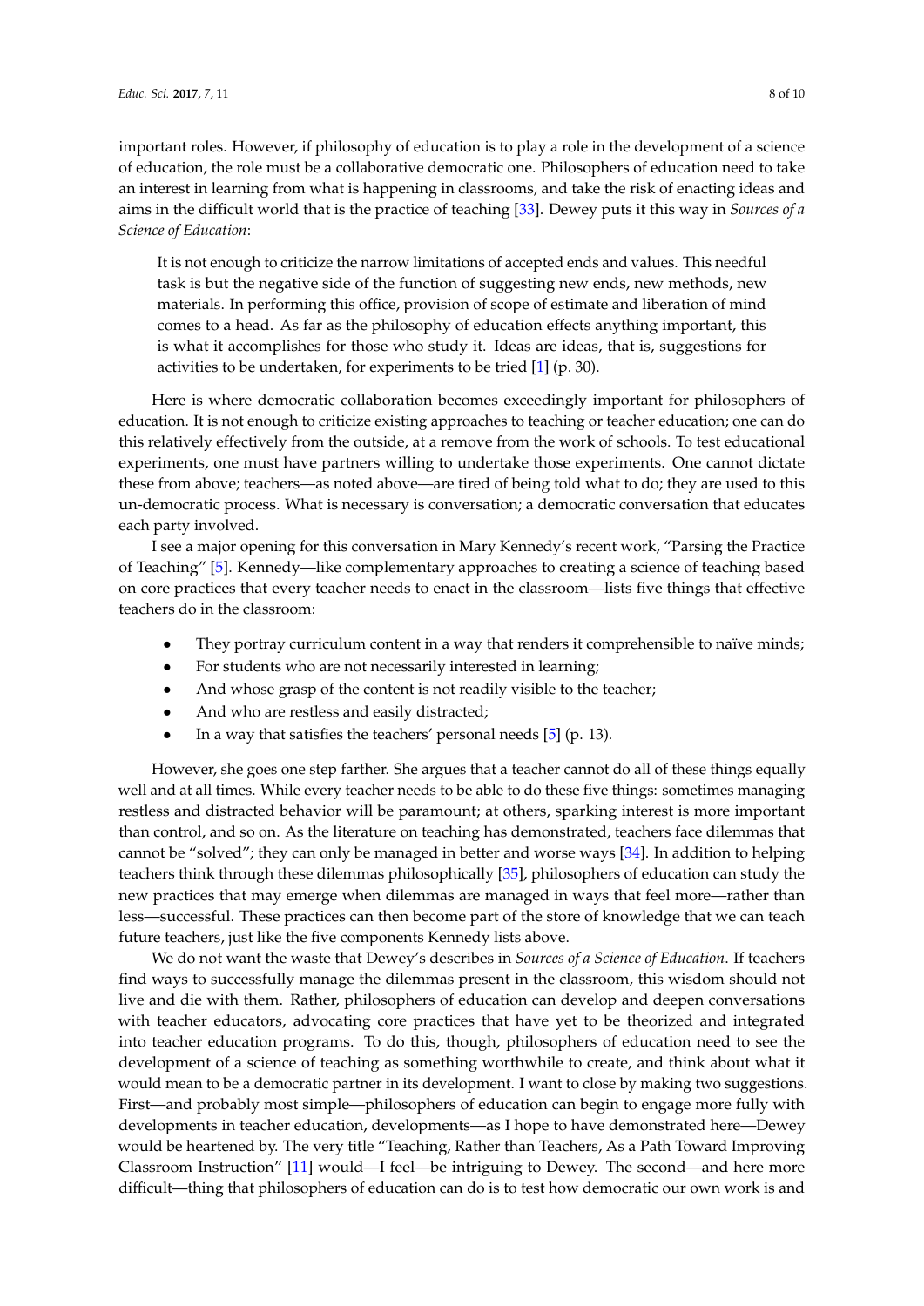important roles. However, if philosophy of education is to play a role in the development of a science of education, the role must be a collaborative democratic one. Philosophers of education need to take an interest in learning from what is happening in classrooms, and take the risk of enacting ideas and aims in the difficult world that is the practice of teaching [33]. Dewey puts it this way in *Sources of a Science of Education*:

> It is not enough to criticize the narrow limitations of accepted ends and values. This needful task is but the negative side of the function of suggesting new ends, new methods, new materials. In performing this office, provision of scope of estimate and liberation of mind comes to a head. As far as the philosophy of education effects anything important, this is what it accomplishes for those who study it. Ideas are ideas, that is, suggestions for activities to be undertaken, for experiments to be tried [1] (p. 30).

Here is where democratic collaboration becomes exceedingly important for philosophers of education. It is not enough to criticize existing approaches to teaching or teacher education; one can do this relatively effectively from the outside, at a remove from the work of schools. To test educational experiments, one must have partners willing to undertake those experiments. One cannot dictate these from above; teachers—as noted above—are tired of being told what to do; they are used to this un-democratic process. What is necessary is conversation; a democratic conversation that educates each party involved.

I see a major opening for this conversation in Mary Kennedy's recent work, "Parsing the Practice of Teaching" [5]. Kennedy—like complementary approaches to creating a science of teaching based on core practices that every teacher needs to enact in the classroom—lists five things that effective teachers do in the classroom:

- They portray curriculum content in a way that renders it comprehensible to naïve minds;
- For students who are not necessarily interested in learning;
- And whose grasp of the content is not readily visible to the teacher;
- And who are restless and easily distracted;
- In a way that satisfies the teachers' personal needs [5] (p. 13).

However, she goes one step farther. She argues that a teacher cannot do all of these things equally well and at all times. While every teacher needs to be able to do these five things: sometimes managing restless and distracted behavior will be paramount; at others, sparking interest is more important than control, and so on. As the literature on teaching has demonstrated, teachers face dilemmas that cannot be "solved"; they can only be managed in better and worse ways [34]. In addition to helping teachers think through these dilemmas philosophically [35], philosophers of education can study the new practices that may emerge when dilemmas are managed in ways that feel more—rather than less—successful. These practices can then become part of the store of knowledge that we can teach future teachers, just like the five components Kennedy lists above.

We do not want the waste that Dewey's describes in *Sources of a Science of Education*. If teachers find ways to successfully manage the dilemmas present in the classroom, this wisdom should not live and die with them. Rather, philosophers of education can develop and deepen conversations with teacher educators, advocating core practices that have yet to be theorized and integrated into teacher education programs. To do this, though, philosophers of education need to see the development of a science of teaching as something worthwhile to create, and think about what it would mean to be a democratic partner in its development. I want to close by making two suggestions. First—and probably most simple—philosophers of education can begin to engage more fully with developments in teacher education, developments—as I hope to have demonstrated here—Dewey would be heartened by. The very title "Teaching, Rather than Teachers, As a Path Toward Improving Classroom Instruction" [11] would—I feel—be intriguing to Dewey. The second—and here more difficult—thing that philosophers of education can do is to test how democratic our own work is and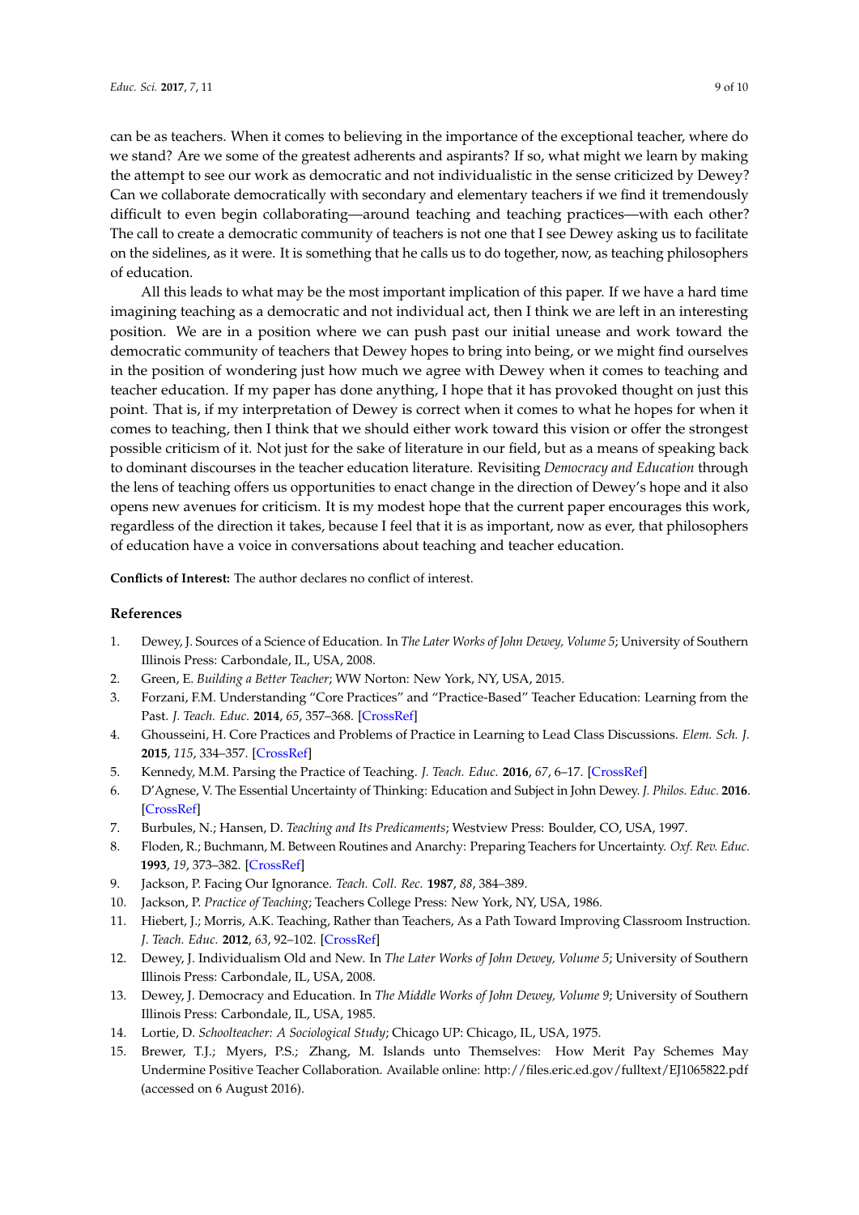can be as teachers. When it comes to believing in the importance of the exceptional teacher, where do we stand? Are we some of the greatest adherents and aspirants? If so, what might we learn by making the attempt to see our work as democratic and not individualistic in the sense criticized by Dewey? Can we collaborate democratically with secondary and elementary teachers if we find it tremendously difficult to even begin collaborating—around teaching and teaching practices—with each other? The call to create a democratic community of teachers is not one that I see Dewey asking us to facilitate on the sidelines, as it were. It is something that he calls us to do together, now, as teaching philosophers of education.

All this leads to what may be the most important implication of this paper. If we have a hard time imagining teaching as a democratic and not individual act, then I think we are left in an interesting position. We are in a position where we can push past our initial unease and work toward the democratic community of teachers that Dewey hopes to bring into being, or we might find ourselves in the position of wondering just how much we agree with Dewey when it comes to teaching and teacher education. If my paper has done anything, I hope that it has provoked thought on just this point. That is, if my interpretation of Dewey is correct when it comes to what he hopes for when it comes to teaching, then I think that we should either work toward this vision or offer the strongest possible criticism of it. Not just for the sake of literature in our field, but as a means of speaking back to dominant discourses in the teacher education literature. Revisiting *Democracy and Education* through the lens of teaching offers us opportunities to enact change in the direction of Dewey's hope and it also opens new avenues for criticism. It is my modest hope that the current paper encourages this work, regardless of the direction it takes, because I feel that it is as important, now as ever, that philosophers of education have a voice in conversations about teaching and teacher education.

**Conflicts of Interest:** The author declares no conflict of interest.

## References

1. Dewey, J. Sources of a Science of Education. In *The Later Works of John Dewey, Volume 5*; University of Southern Illinois Press: Carbondale, IL, USA, 2008.
2. Green, E. *Building a Better Teacher*; WW Norton: New York, NY, USA, 2015.
3. Forzani, F.M. Understanding "Core Practices" and "Practice-Based" Teacher Education: Learning from the Past. *J. Teach. Educ.* **2014**, *65*, 357–368. [CrossRef]
4. Ghousseini, H. Core Practices and Problems of Practice in Learning to Lead Class Discussions. *Elem. Sch. J.* **2015**, *115*, 334–357. [CrossRef]
5. Kennedy, M.M. Parsing the Practice of Teaching. *J. Teach. Educ.* **2016**, *67*, 6–17. [CrossRef]
6. D'Agnese, V. The Essential Uncertainty of Thinking: Education and Subject in John Dewey. *J. Philos. Educ.* **2016**. [CrossRef]
7. Burbules, N.; Hansen, D. *Teaching and Its Predicaments*; Westview Press: Boulder, CO, USA, 1997.
8. Floden, R.; Buchmann, M. Between Routines and Anarchy: Preparing Teachers for Uncertainty. *Oxf. Rev. Educ.* **1993**, *19*, 373–382. [CrossRef]
9. Jackson, P. Facing Our Ignorance. *Teach. Coll. Rec.* **1987**, *88*, 384–389.
10. Jackson, P. *Practice of Teaching*; Teachers College Press: New York, NY, USA, 1986.
11. Hiebert, J.; Morris, A.K. Teaching, Rather than Teachers, As a Path Toward Improving Classroom Instruction. *J. Teach. Educ.* **2012**, *63*, 92–102. [CrossRef]
12. Dewey, J. Individualism Old and New. In *The Later Works of John Dewey, Volume 5*; University of Southern Illinois Press: Carbondale, IL, USA, 2008.
13. Dewey, J. Democracy and Education. In *The Middle Works of John Dewey, Volume 9*; University of Southern Illinois Press: Carbondale, IL, USA, 1985.
14. Lortie, D. *Schoolteacher: A Sociological Study*; Chicago UP: Chicago, IL, USA, 1975.
15. Brewer, T.J.; Myers, P.S.; Zhang, M. Islands unto Themselves: How Merit Pay Schemes May Undermine Positive Teacher Collaboration. Available online: http://files.eric.ed.gov/fulltext/EJ1065822.pdf (accessed on 6 August 2016).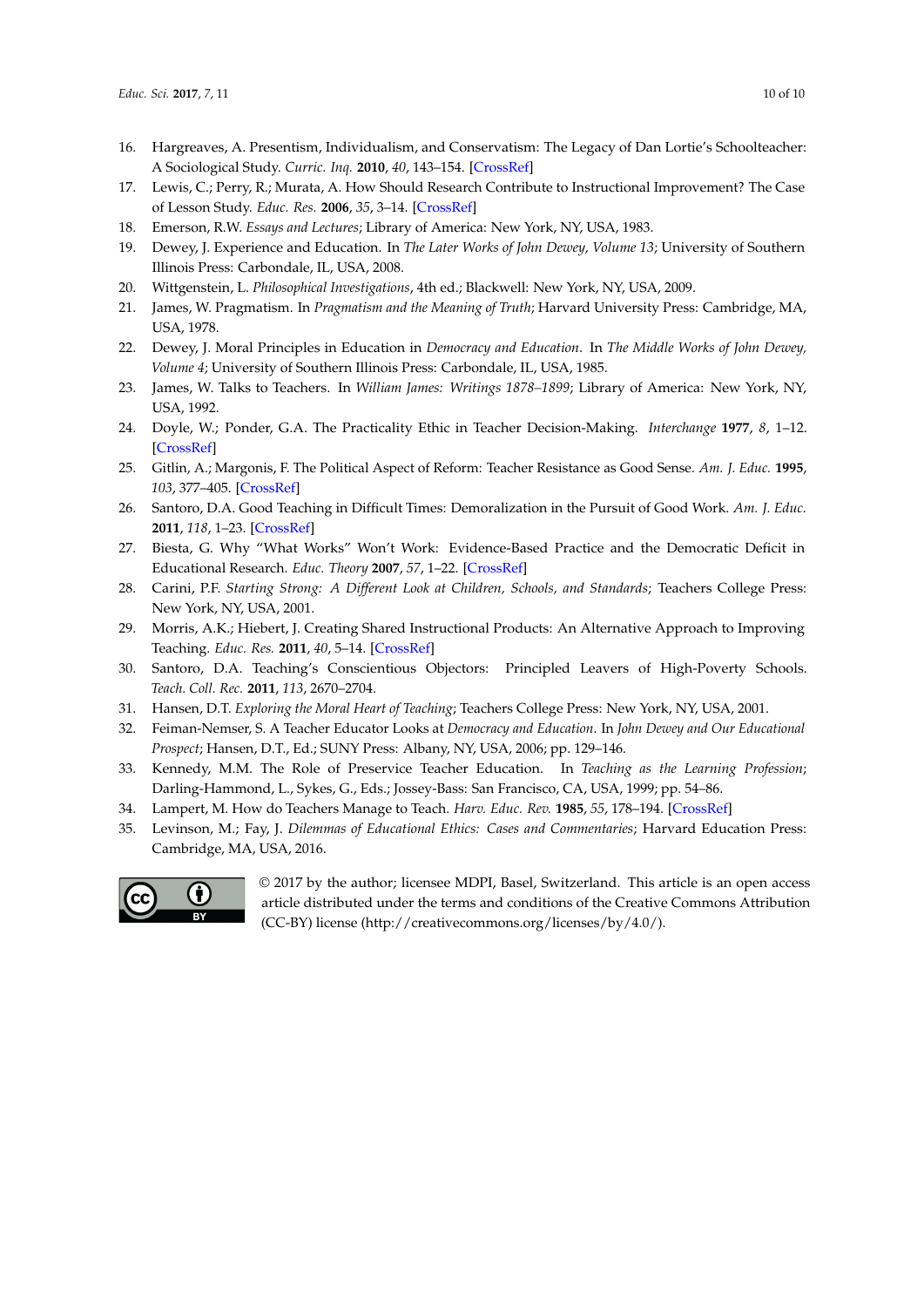16. Hargreaves, A. Presentism, Individualism, and Conservatism: The Legacy of Dan Lortie's Schoolteacher: A Sociological Study. *Curric. Inq.* **2010**, *40*, 143–154. [CrossRef]
17. Lewis, C.; Perry, R.; Murata, A. How Should Research Contribute to Instructional Improvement? The Case of Lesson Study. *Educ. Res.* **2006**, *35*, 3–14. [CrossRef]
18. Emerson, R.W. *Essays and Lectures*; Library of America: New York, NY, USA, 1983.
19. Dewey, J. Experience and Education. In *The Later Works of John Dewey, Volume 13*; University of Southern Illinois Press: Carbondale, IL, USA, 2008.
20. Wittgenstein, L. *Philosophical Investigations*, 4th ed.; Blackwell: New York, NY, USA, 2009.
21. James, W. Pragmatism. In *Pragmatism and the Meaning of Truth*; Harvard University Press: Cambridge, MA, USA, 1978.
22. Dewey, J. Moral Principles in Education in *Democracy and Education*. In *The Middle Works of John Dewey, Volume 4*; University of Southern Illinois Press: Carbondale, IL, USA, 1985.
23. James, W. Talks to Teachers. In *William James: Writings 1878–1899*; Library of America: New York, NY, USA, 1992.
24. Doyle, W.; Ponder, G.A. The Practicality Ethic in Teacher Decision-Making. *Interchange* **1977**, *8*, 1–12. [CrossRef]
25. Gitlin, A.; Margonis, F. The Political Aspect of Reform: Teacher Resistance as Good Sense. *Am. J. Educ.* **1995**, *103*, 377–405. [CrossRef]
26. Santoro, D.A. Good Teaching in Difficult Times: Demoralization in the Pursuit of Good Work. *Am. J. Educ.* **2011**, *118*, 1–23. [CrossRef]
27. Biesta, G. Why "What Works" Won't Work: Evidence-Based Practice and the Democratic Deficit in Educational Research. *Educ. Theory* **2007**, *57*, 1–22. [CrossRef]
28. Carini, P.F. *Starting Strong: A Different Look at Children, Schools, and Standards*; Teachers College Press: New York, NY, USA, 2001.
29. Morris, A.K.; Hiebert, J. Creating Shared Instructional Products: An Alternative Approach to Improving Teaching. *Educ. Res.* **2011**, *40*, 5–14. [CrossRef]
30. Santoro, D.A. Teaching's Conscientious Objectors: Principled Leavers of High-Poverty Schools. *Teach. Coll. Rec.* **2011**, *113*, 2670–2704.
31. Hansen, D.T. *Exploring the Moral Heart of Teaching*; Teachers College Press: New York, NY, USA, 2001.
32. Feiman-Nemser, S. A Teacher Educator Looks at *Democracy and Education*. In *John Dewey and Our Educational Prospect*; Hansen, D.T., Ed.; SUNY Press: Albany, NY, USA, 2006; pp. 129–146.
33. Kennedy, M.M. The Role of Preservice Teacher Education. In *Teaching as the Learning Profession*; Darling-Hammond, L., Sykes, G., Eds.; Jossey-Bass: San Francisco, CA, USA, 1999; pp. 54–86.
34. Lampert, M. How do Teachers Manage to Teach. *Harv. Educ. Rev.* **1985**, *55*, 178–194. [CrossRef]
35. Levinson, M.; Fay, J. *Dilemmas of Educational Ethics: Cases and Commentaries*; Harvard Education Press: Cambridge, MA, USA, 2016.

© 2017 by the author; licensee MDPI, Basel, Switzerland. This article is an open access article distributed under the terms and conditions of the Creative Commons Attribution (CC-BY) license (http://creativecommons.org/licenses/by/4.0/).